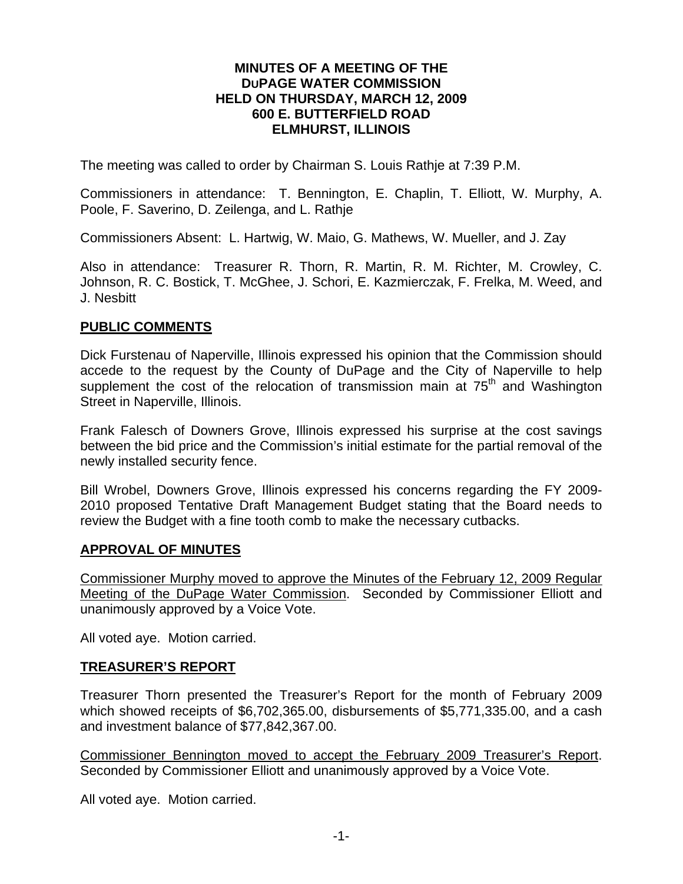# MINUTES OF A MEETING OF THE DUPAGE WATER COMMISSION HELD ON THURSDAY, MARCH 12, 2009 600 E. BUTTERFIELD ROAD ELMHURST, ILLINOIS

The meeting was called to order by Chairman S. Louis Rathje at 7:39 P.M.

Commissioners in attendance: T. Bennington, E. Chaplin, T. Elliott, W. Murphy, A. Poole, F. Saverino, D. Zeilenga, and L. Rathje

Commissioners Absent: L. Hartwig, W. Maio, G. Mathews, W. Mueller, and J. Zay

Also in attendance: Treasurer R. Thorn, R. Martin, R. M. Richter, M. Crowley, C. Johnson, R. C. Bostick, T. McGhee, J. Schori, E. Kazmierczak, F. Frelka, M. Weed, and J. Nesbitt

## PUBLIC COMMENTS

Dick Furstenau of Naperville, Illinois expressed his opinion that the Commission should accede to the request by the County of DuPage and the City of Naperville to help supplement the cost of the relocation of transmission main at 75th and Washington Street in Naperville, Illinois.

Frank Falesch of Downers Grove, Illinois expressed his surprise at the cost savings between the bid price and the Commission's initial estimate for the partial removal of the newly installed security fence.

Bill Wrobel, Downers Grove, Illinois expressed his concerns regarding the FY 2009-2010 proposed Tentative Draft Management Budget stating that the Board needs to review the Budget with a fine tooth comb to make the necessary cutbacks.

## APPROVAL OF MINUTES

Commissioner Murphy moved to approve the Minutes of the February 12, 2009 Regular Meeting of the DuPage Water Commission. Seconded by Commissioner Elliott and unanimously approved by a Voice Vote.

All voted aye. Motion carried.

## TREASURER'S REPORT

Treasurer Thorn presented the Treasurer's Report for the month of February 2009 which showed receipts of $6,702,365.00, disbursements of $5,771,335.00, and a cash and investment balance of $77,842,367.00.

Commissioner Bennington moved to accept the February 2009 Treasurer's Report. Seconded by Commissioner Elliott and unanimously approved by a Voice Vote.

All voted aye. Motion carried.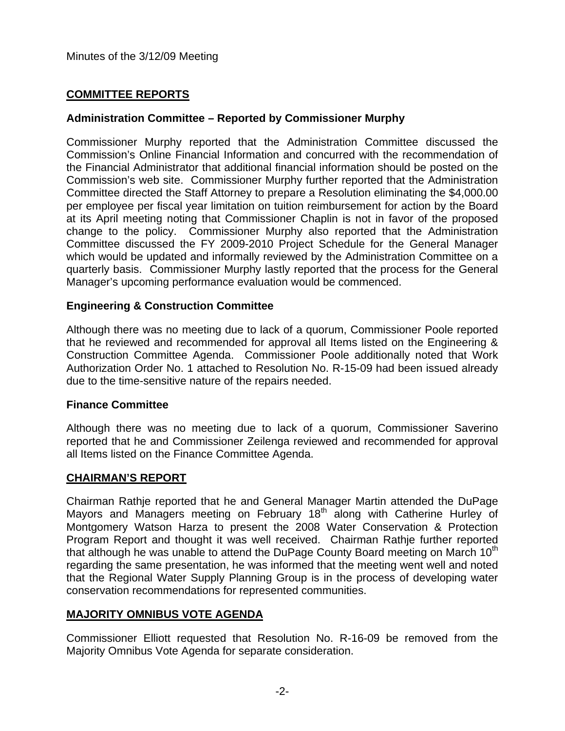Minutes of the 3/12/09 Meeting

## COMMITTEE REPORTS

### Administration Committee – Reported by Commissioner Murphy

Commissioner Murphy reported that the Administration Committee discussed the Commission's Online Financial Information and concurred with the recommendation of the Financial Administrator that additional financial information should be posted on the Commission's web site. Commissioner Murphy further reported that the Administration Committee directed the Staff Attorney to prepare a Resolution eliminating the $4,000.00 per employee per fiscal year limitation on tuition reimbursement for action by the Board at its April meeting noting that Commissioner Chaplin is not in favor of the proposed change to the policy. Commissioner Murphy also reported that the Administration Committee discussed the FY 2009-2010 Project Schedule for the General Manager which would be updated and informally reviewed by the Administration Committee on a quarterly basis. Commissioner Murphy lastly reported that the process for the General Manager's upcoming performance evaluation would be commenced.

### Engineering & Construction Committee

Although there was no meeting due to lack of a quorum, Commissioner Poole reported that he reviewed and recommended for approval all Items listed on the Engineering & Construction Committee Agenda. Commissioner Poole additionally noted that Work Authorization Order No. 1 attached to Resolution No. R-15-09 had been issued already due to the time-sensitive nature of the repairs needed.

### Finance Committee

Although there was no meeting due to lack of a quorum, Commissioner Saverino reported that he and Commissioner Zeilenga reviewed and recommended for approval all Items listed on the Finance Committee Agenda.

## CHAIRMAN'S REPORT

Chairman Rathje reported that he and General Manager Martin attended the DuPage Mayors and Managers meeting on February 18th along with Catherine Hurley of Montgomery Watson Harza to present the 2008 Water Conservation & Protection Program Report and thought it was well received. Chairman Rathje further reported that although he was unable to attend the DuPage County Board meeting on March 10th regarding the same presentation, he was informed that the meeting went well and noted that the Regional Water Supply Planning Group is in the process of developing water conservation recommendations for represented communities.

## MAJORITY OMNIBUS VOTE AGENDA

Commissioner Elliott requested that Resolution No. R-16-09 be removed from the Majority Omnibus Vote Agenda for separate consideration.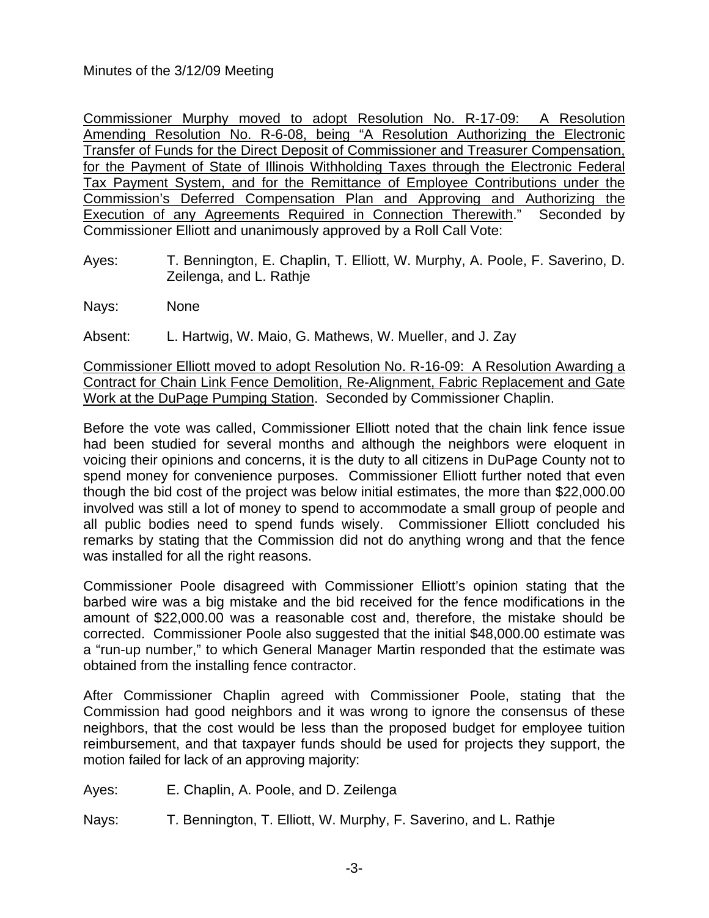Minutes of the 3/12/09 Meeting

<u>Commissioner Murphy moved to adopt Resolution No. R-17-09: A Resolution Amending Resolution No. R-6-08, being "A Resolution Authorizing the Electronic Transfer of Funds for the Direct Deposit of Commissioner and Treasurer Compensation, for the Payment of State of Illinois Withholding Taxes through the Electronic Federal Tax Payment System, and for the Remittance of Employee Contributions under the Commission's Deferred Compensation Plan and Approving and Authorizing the Execution of any Agreements Required in Connection Therewith</u>." Seconded by Commissioner Elliott and unanimously approved by a Roll Call Vote:

Ayes: T. Bennington, E. Chaplin, T. Elliott, W. Murphy, A. Poole, F. Saverino, D. Zeilenga, and L. Rathje

Nays: None

Absent: L. Hartwig, W. Maio, G. Mathews, W. Mueller, and J. Zay

<u>Commissioner Elliott moved to adopt Resolution No. R-16-09: A Resolution Awarding a Contract for Chain Link Fence Demolition, Re-Alignment, Fabric Replacement and Gate Work at the DuPage Pumping Station</u>. Seconded by Commissioner Chaplin.

Before the vote was called, Commissioner Elliott noted that the chain link fence issue had been studied for several months and although the neighbors were eloquent in voicing their opinions and concerns, it is the duty to all citizens in DuPage County not to spend money for convenience purposes. Commissioner Elliott further noted that even though the bid cost of the project was below initial estimates, the more than $22,000.00 involved was still a lot of money to spend to accommodate a small group of people and all public bodies need to spend funds wisely. Commissioner Elliott concluded his remarks by stating that the Commission did not do anything wrong and that the fence was installed for all the right reasons.

Commissioner Poole disagreed with Commissioner Elliott's opinion stating that the barbed wire was a big mistake and the bid received for the fence modifications in the amount of $22,000.00 was a reasonable cost and, therefore, the mistake should be corrected. Commissioner Poole also suggested that the initial $48,000.00 estimate was a "run-up number," to which General Manager Martin responded that the estimate was obtained from the installing fence contractor.

After Commissioner Chaplin agreed with Commissioner Poole, stating that the Commission had good neighbors and it was wrong to ignore the consensus of these neighbors, that the cost would be less than the proposed budget for employee tuition reimbursement, and that taxpayer funds should be used for projects they support, the motion failed for lack of an approving majority:

Ayes: E. Chaplin, A. Poole, and D. Zeilenga

Nays: T. Bennington, T. Elliott, W. Murphy, F. Saverino, and L. Rathje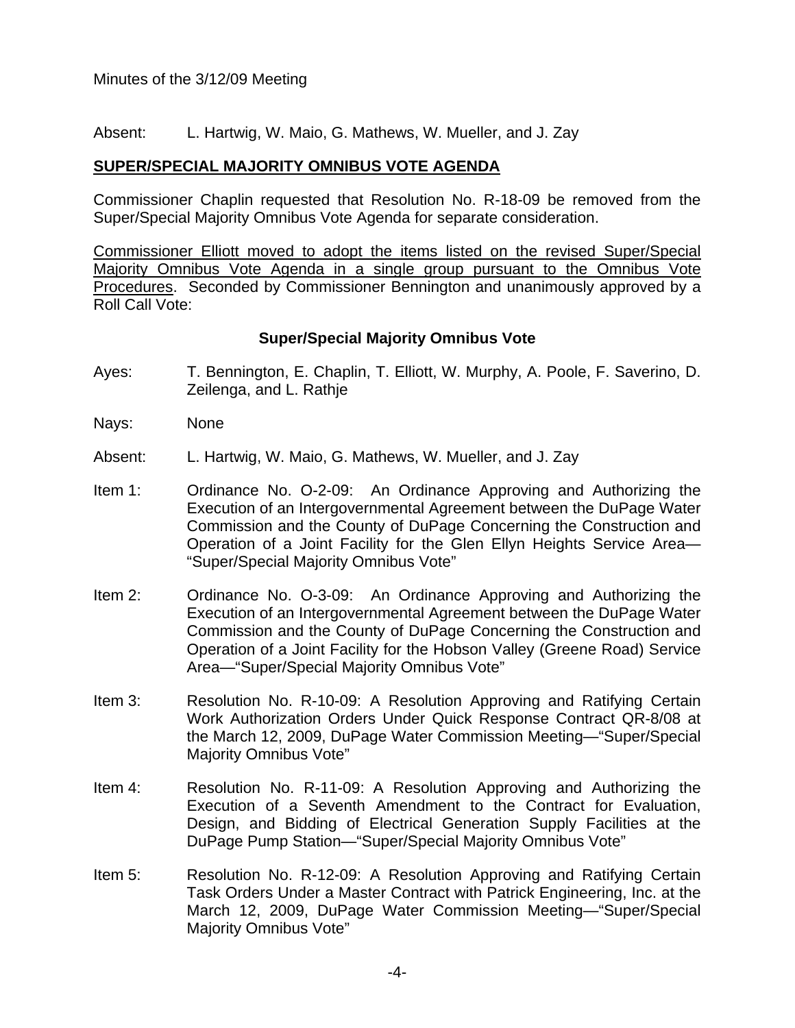Absent: L. Hartwig, W. Maio, G. Mathews, W. Mueller, and J. Zay

## SUPER/SPECIAL MAJORITY OMNIBUS VOTE AGENDA

Commissioner Chaplin requested that Resolution No. R-18-09 be removed from the Super/Special Majority Omnibus Vote Agenda for separate consideration.

Commissioner Elliott moved to adopt the items listed on the revised Super/Special Majority Omnibus Vote Agenda in a single group pursuant to the Omnibus Vote Procedures. Seconded by Commissioner Bennington and unanimously approved by a Roll Call Vote:

### Super/Special Majority Omnibus Vote

Ayes: T. Bennington, E. Chaplin, T. Elliott, W. Murphy, A. Poole, F. Saverino, D. Zeilenga, and L. Rathje

Nays: None

Absent: L. Hartwig, W. Maio, G. Mathews, W. Mueller, and J. Zay

Item 1: Ordinance No. O-2-09: An Ordinance Approving and Authorizing the Execution of an Intergovernmental Agreement between the DuPage Water Commission and the County of DuPage Concerning the Construction and Operation of a Joint Facility for the Glen Ellyn Heights Service Area—"Super/Special Majority Omnibus Vote"

Item 2: Ordinance No. O-3-09: An Ordinance Approving and Authorizing the Execution of an Intergovernmental Agreement between the DuPage Water Commission and the County of DuPage Concerning the Construction and Operation of a Joint Facility for the Hobson Valley (Greene Road) Service Area—"Super/Special Majority Omnibus Vote"

Item 3: Resolution No. R-10-09: A Resolution Approving and Ratifying Certain Work Authorization Orders Under Quick Response Contract QR-8/08 at the March 12, 2009, DuPage Water Commission Meeting—"Super/Special Majority Omnibus Vote"

Item 4: Resolution No. R-11-09: A Resolution Approving and Authorizing the Execution of a Seventh Amendment to the Contract for Evaluation, Design, and Bidding of Electrical Generation Supply Facilities at the DuPage Pump Station—"Super/Special Majority Omnibus Vote"

Item 5: Resolution No. R-12-09: A Resolution Approving and Ratifying Certain Task Orders Under a Master Contract with Patrick Engineering, Inc. at the March 12, 2009, DuPage Water Commission Meeting—"Super/Special Majority Omnibus Vote"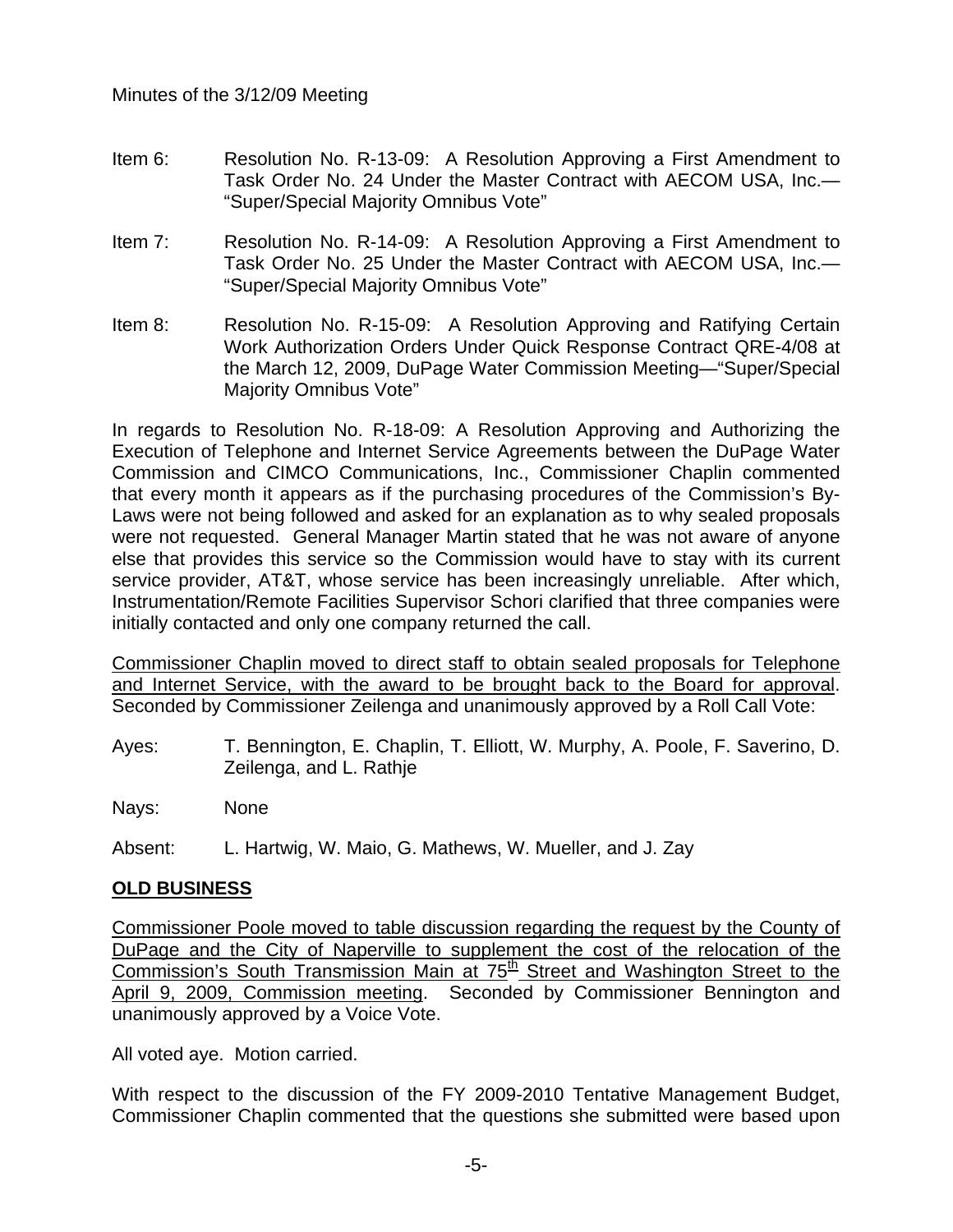Item 6: Resolution No. R-13-09: A Resolution Approving a First Amendment to Task Order No. 24 Under the Master Contract with AECOM USA, Inc.—"Super/Special Majority Omnibus Vote"

Item 7: Resolution No. R-14-09: A Resolution Approving a First Amendment to Task Order No. 25 Under the Master Contract with AECOM USA, Inc.—"Super/Special Majority Omnibus Vote"

Item 8: Resolution No. R-15-09: A Resolution Approving and Ratifying Certain Work Authorization Orders Under Quick Response Contract QRE-4/08 at the March 12, 2009, DuPage Water Commission Meeting—"Super/Special Majority Omnibus Vote"

In regards to Resolution No. R-18-09: A Resolution Approving and Authorizing the Execution of Telephone and Internet Service Agreements between the DuPage Water Commission and CIMCO Communications, Inc., Commissioner Chaplin commented that every month it appears as if the purchasing procedures of the Commission's By-Laws were not being followed and asked for an explanation as to why sealed proposals were not requested. General Manager Martin stated that he was not aware of anyone else that provides this service so the Commission would have to stay with its current service provider, AT&T, whose service has been increasingly unreliable. After which, Instrumentation/Remote Facilities Supervisor Schori clarified that three companies were initially contacted and only one company returned the call.

Commissioner Chaplin moved to direct staff to obtain sealed proposals for Telephone and Internet Service, with the award to be brought back to the Board for approval. Seconded by Commissioner Zeilenga and unanimously approved by a Roll Call Vote:

Ayes: T. Bennington, E. Chaplin, T. Elliott, W. Murphy, A. Poole, F. Saverino, D. Zeilenga, and L. Rathje

Nays: None

Absent: L. Hartwig, W. Maio, G. Mathews, W. Mueller, and J. Zay

## OLD BUSINESS

Commissioner Poole moved to table discussion regarding the request by the County of DuPage and the City of Naperville to supplement the cost of the relocation of the Commission's South Transmission Main at 75th Street and Washington Street to the April 9, 2009, Commission meeting. Seconded by Commissioner Bennington and unanimously approved by a Voice Vote.

All voted aye. Motion carried.

With respect to the discussion of the FY 2009-2010 Tentative Management Budget, Commissioner Chaplin commented that the questions she submitted were based upon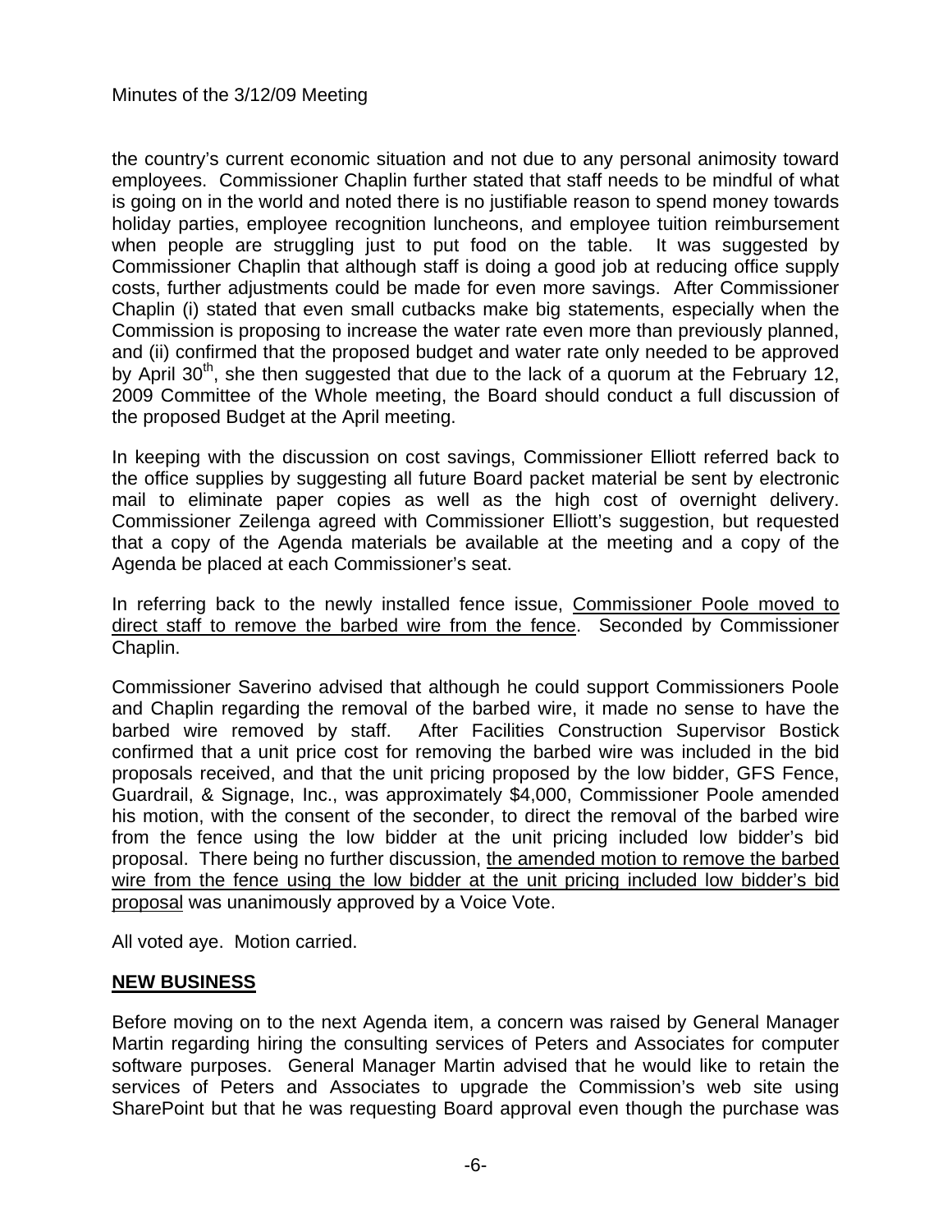the country's current economic situation and not due to any personal animosity toward employees. Commissioner Chaplin further stated that staff needs to be mindful of what is going on in the world and noted there is no justifiable reason to spend money towards holiday parties, employee recognition luncheons, and employee tuition reimbursement when people are struggling just to put food on the table. It was suggested by Commissioner Chaplin that although staff is doing a good job at reducing office supply costs, further adjustments could be made for even more savings. After Commissioner Chaplin (i) stated that even small cutbacks make big statements, especially when the Commission is proposing to increase the water rate even more than previously planned, and (ii) confirmed that the proposed budget and water rate only needed to be approved by April 30th, she then suggested that due to the lack of a quorum at the February 12, 2009 Committee of the Whole meeting, the Board should conduct a full discussion of the proposed Budget at the April meeting.

In keeping with the discussion on cost savings, Commissioner Elliott referred back to the office supplies by suggesting all future Board packet material be sent by electronic mail to eliminate paper copies as well as the high cost of overnight delivery. Commissioner Zeilenga agreed with Commissioner Elliott's suggestion, but requested that a copy of the Agenda materials be available at the meeting and a copy of the Agenda be placed at each Commissioner's seat.

In referring back to the newly installed fence issue, <u>Commissioner Poole moved to direct staff to remove the barbed wire from the fence</u>. Seconded by Commissioner Chaplin.

Commissioner Saverino advised that although he could support Commissioners Poole and Chaplin regarding the removal of the barbed wire, it made no sense to have the barbed wire removed by staff. After Facilities Construction Supervisor Bostick confirmed that a unit price cost for removing the barbed wire was included in the bid proposals received, and that the unit pricing proposed by the low bidder, GFS Fence, Guardrail, & Signage, Inc., was approximately $4,000, Commissioner Poole amended his motion, with the consent of the seconder, to direct the removal of the barbed wire from the fence using the low bidder at the unit pricing included low bidder's bid proposal. There being no further discussion, <u>the amended motion to remove the barbed wire from the fence using the low bidder at the unit pricing included low bidder's bid proposal</u> was unanimously approved by a Voice Vote.

All voted aye. Motion carried.

## **<u>NEW BUSINESS</u>**

Before moving on to the next Agenda item, a concern was raised by General Manager Martin regarding hiring the consulting services of Peters and Associates for computer software purposes. General Manager Martin advised that he would like to retain the services of Peters and Associates to upgrade the Commission's web site using SharePoint but that he was requesting Board approval even though the purchase was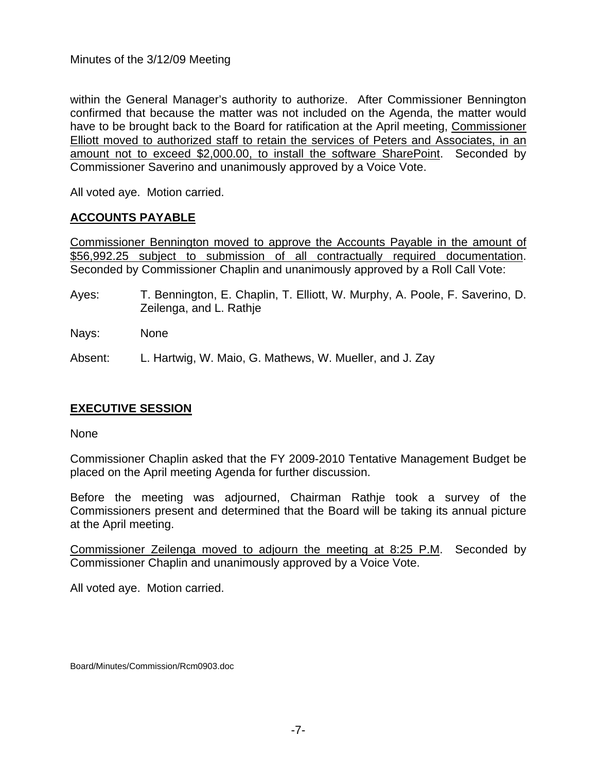within the General Manager's authority to authorize. After Commissioner Bennington confirmed that because the matter was not included on the Agenda, the matter would have to be brought back to the Board for ratification at the April meeting, <u>Commissioner Elliott moved to authorized staff to retain the services of Peters and Associates, in an amount not to exceed $2,000.00, to install the software SharePoint</u>. Seconded by Commissioner Saverino and unanimously approved by a Voice Vote.

All voted aye. Motion carried.

## ACCOUNTS PAYABLE

<u>Commissioner Bennington moved to approve the Accounts Payable in the amount of $56,992.25 subject to submission of all contractually required documentation</u>. Seconded by Commissioner Chaplin and unanimously approved by a Roll Call Vote:

Ayes: T. Bennington, E. Chaplin, T. Elliott, W. Murphy, A. Poole, F. Saverino, D. Zeilenga, and L. Rathje

Nays: None

Absent: L. Hartwig, W. Maio, G. Mathews, W. Mueller, and J. Zay

## EXECUTIVE SESSION

None

Commissioner Chaplin asked that the FY 2009-2010 Tentative Management Budget be placed on the April meeting Agenda for further discussion.

Before the meeting was adjourned, Chairman Rathje took a survey of the Commissioners present and determined that the Board will be taking its annual picture at the April meeting.

<u>Commissioner Zeilenga moved to adjourn the meeting at 8:25 P.M</u>. Seconded by Commissioner Chaplin and unanimously approved by a Voice Vote.

All voted aye. Motion carried.

Board/Minutes/Commission/Rcm0903.doc